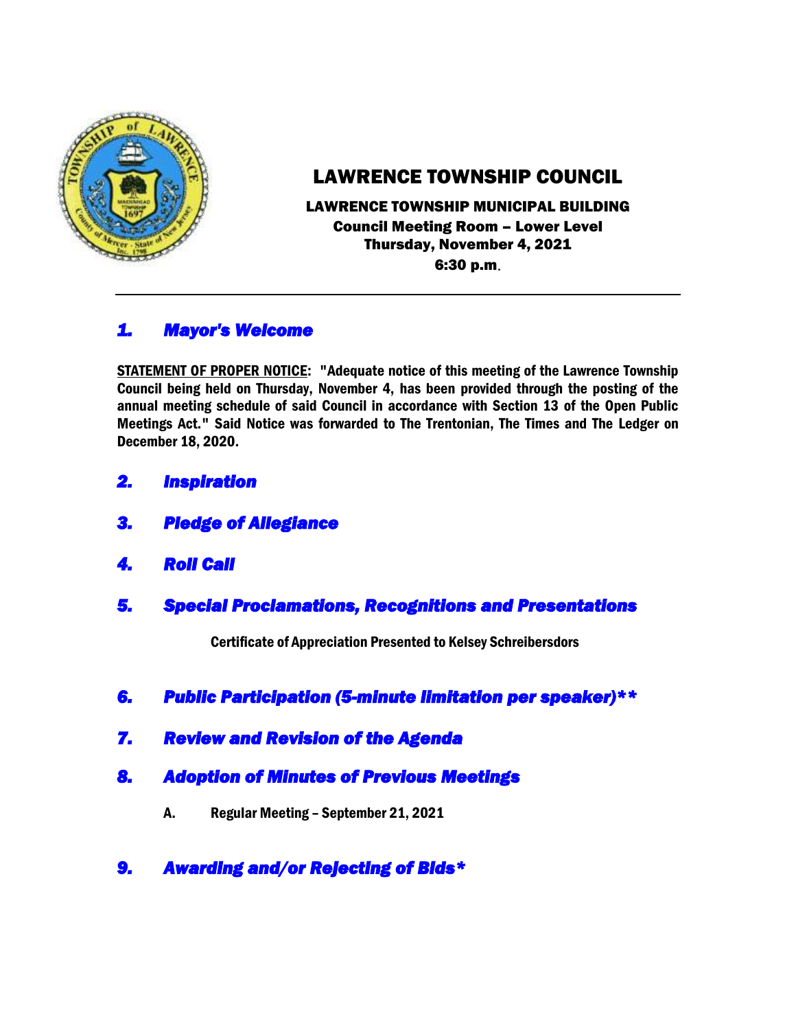# LAWRENCE TOWNSHIP COUNCIL

**LAWRENCE TOWNSHIP MUNICIPAL BUILDING**
**Council Meeting Room – Lower Level**
**Thursday, November 4, 2021**
**6:30 p.m.**

---

## *1. Mayor's Welcome*

**STATEMENT OF PROPER NOTICE: "Adequate notice of this meeting of the Lawrence Township Council being held on Thursday, November 4, has been provided through the posting of the annual meeting schedule of said Council in accordance with Section 13 of the Open Public Meetings Act." Said Notice was forwarded to The Trentonian, The Times and The Ledger on December 18, 2020.**

## *2. Inspiration*

## *3. Pledge of Allegiance*

## *4. Roll Call*

## *5. Special Proclamations, Recognitions and Presentations*

**Certificate of Appreciation Presented to Kelsey Schreibersdors**

## *6. Public Participation (5-minute limitation per speaker)***

## *7. Review and Revision of the Agenda*

## *8. Adoption of Minutes of Previous Meetings*

**A. Regular Meeting – September 21, 2021**

## *9. Awarding and/or Rejecting of Bids**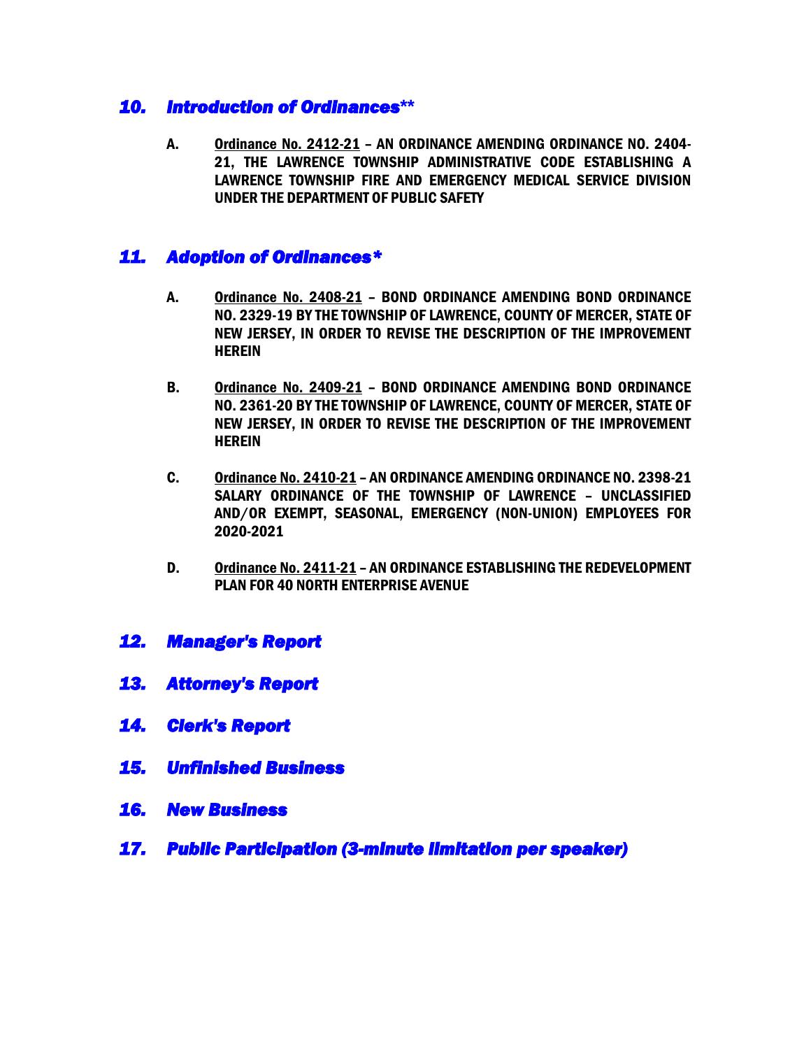## *10. Introduction of Ordinances***

A. <u>Ordinance No. 2412-21</u> – AN ORDINANCE AMENDING ORDINANCE NO. 2404-21, THE LAWRENCE TOWNSHIP ADMINISTRATIVE CODE ESTABLISHING A LAWRENCE TOWNSHIP FIRE AND EMERGENCY MEDICAL SERVICE DIVISION UNDER THE DEPARTMENT OF PUBLIC SAFETY

## *11. Adoption of Ordinances**

A. <u>Ordinance No. 2408-21</u> – BOND ORDINANCE AMENDING BOND ORDINANCE NO. 2329-19 BY THE TOWNSHIP OF LAWRENCE, COUNTY OF MERCER, STATE OF NEW JERSEY, IN ORDER TO REVISE THE DESCRIPTION OF THE IMPROVEMENT HEREIN

B. <u>Ordinance No. 2409-21</u> – BOND ORDINANCE AMENDING BOND ORDINANCE NO. 2361-20 BY THE TOWNSHIP OF LAWRENCE, COUNTY OF MERCER, STATE OF NEW JERSEY, IN ORDER TO REVISE THE DESCRIPTION OF THE IMPROVEMENT HEREIN

C. <u>Ordinance No. 2410-21</u> – AN ORDINANCE AMENDING ORDINANCE NO. 2398-21 SALARY ORDINANCE OF THE TOWNSHIP OF LAWRENCE – UNCLASSIFIED AND/OR EXEMPT, SEASONAL, EMERGENCY (NON-UNION) EMPLOYEES FOR 2020-2021

D. <u>Ordinance No. 2411-21</u> – AN ORDINANCE ESTABLISHING THE REDEVELOPMENT PLAN FOR 40 NORTH ENTERPRISE AVENUE

## *12. Manager's Report*

## *13. Attorney's Report*

## *14. Clerk's Report*

## *15. Unfinished Business*

## *16. New Business*

## *17. Public Participation (3-minute limitation per speaker)*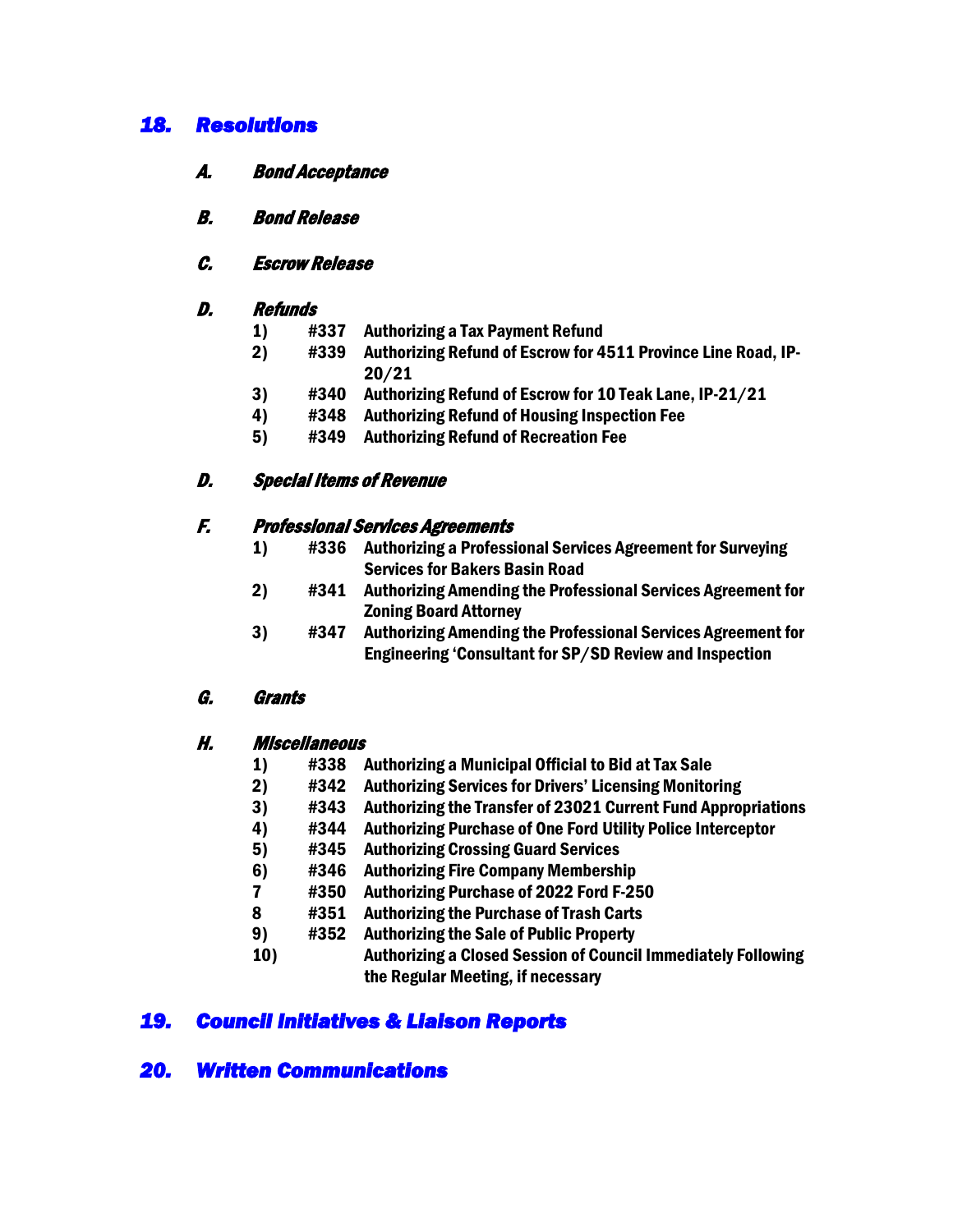## 18. Resolutions

### A. Bond Acceptance

### B. Bond Release

### C. Escrow Release

### D. Refunds

1) #337 Authorizing a Tax Payment Refund
2) #339 Authorizing Refund of Escrow for 4511 Province Line Road, IP-20/21
3) #340 Authorizing Refund of Escrow for 10 Teak Lane, IP-21/21
4) #348 Authorizing Refund of Housing Inspection Fee
5) #349 Authorizing Refund of Recreation Fee

### D. Special Items of Revenue

### F. Professional Services Agreements

1) #336 Authorizing a Professional Services Agreement for Surveying Services for Bakers Basin Road
2) #341 Authorizing Amending the Professional Services Agreement for Zoning Board Attorney
3) #347 Authorizing Amending the Professional Services Agreement for Engineering 'Consultant for SP/SD Review and Inspection

### G. Grants

### H. Miscellaneous

1) #338 Authorizing a Municipal Official to Bid at Tax Sale
2) #342 Authorizing Services for Drivers' Licensing Monitoring
3) #343 Authorizing the Transfer of 23021 Current Fund Appropriations
4) #344 Authorizing Purchase of One Ford Utility Police Interceptor
5) #345 Authorizing Crossing Guard Services
6) #346 Authorizing Fire Company Membership
7 #350 Authorizing Purchase of 2022 Ford F-250
8 #351 Authorizing the Purchase of Trash Carts
9) #352 Authorizing the Sale of Public Property
10) Authorizing a Closed Session of Council Immediately Following the Regular Meeting, if necessary

## 19. Council Initiatives & Liaison Reports

## 20. Written Communications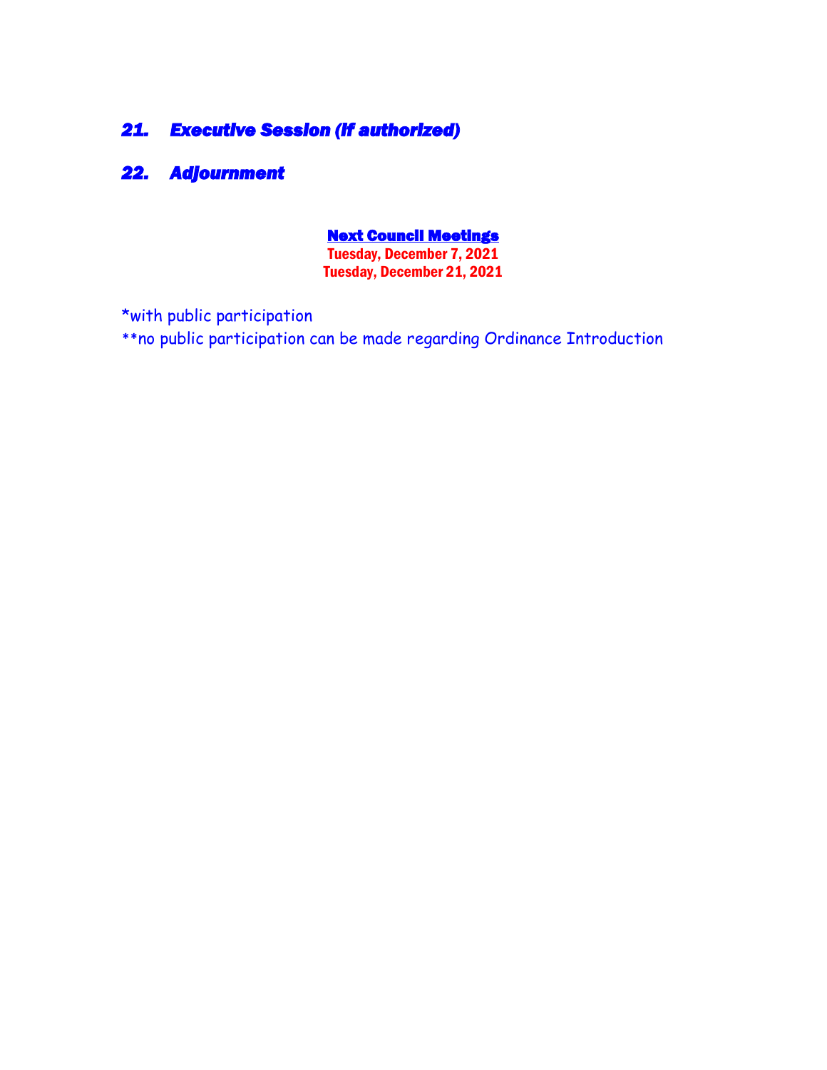*21. Executive Session (if authorized)*

*22. Adjournment*

**Next Council Meetings**

**Tuesday, December 7, 2021**

**Tuesday, December 21, 2021**

*with public participation

**no public participation can be made regarding Ordinance Introduction